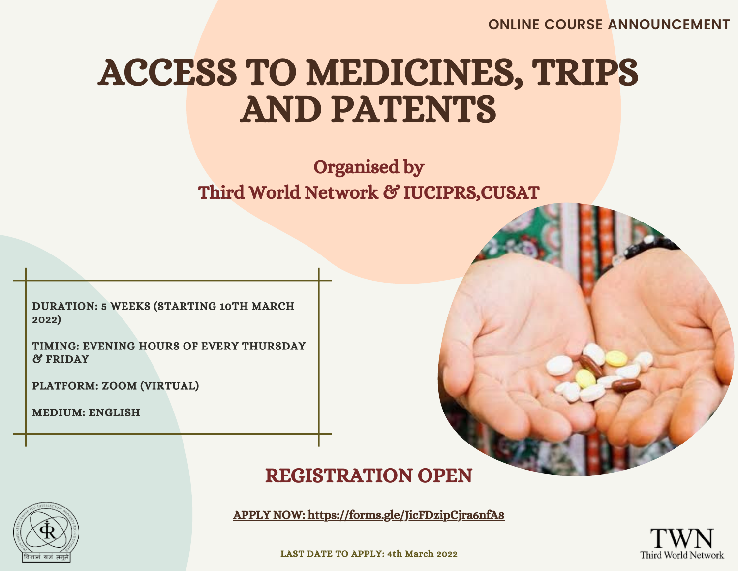ONLINE COURSE ANNOUNCEMENT

# ACCESS TO MEDICINES, TRIPS AND PATENTS

## Organised by
## Third World Network & IUCIPRS,CUSAT

DURATION: 5 WEEKS (STARTING 10TH MARCH 2022)

TIMING: EVENING HOURS OF EVERY THURSDAY & FRIDAY

PLATFORM: ZOOM (VIRTUAL)

MEDIUM: ENGLISH

## REGISTRATION OPEN

**APPLY NOW: https://forms.gle/JicFDzipCjra6nfA8**

LAST DATE TO APPLY: 4th March 2022

विज्ञानं यज्ञं तनुते

TWN
Third World Network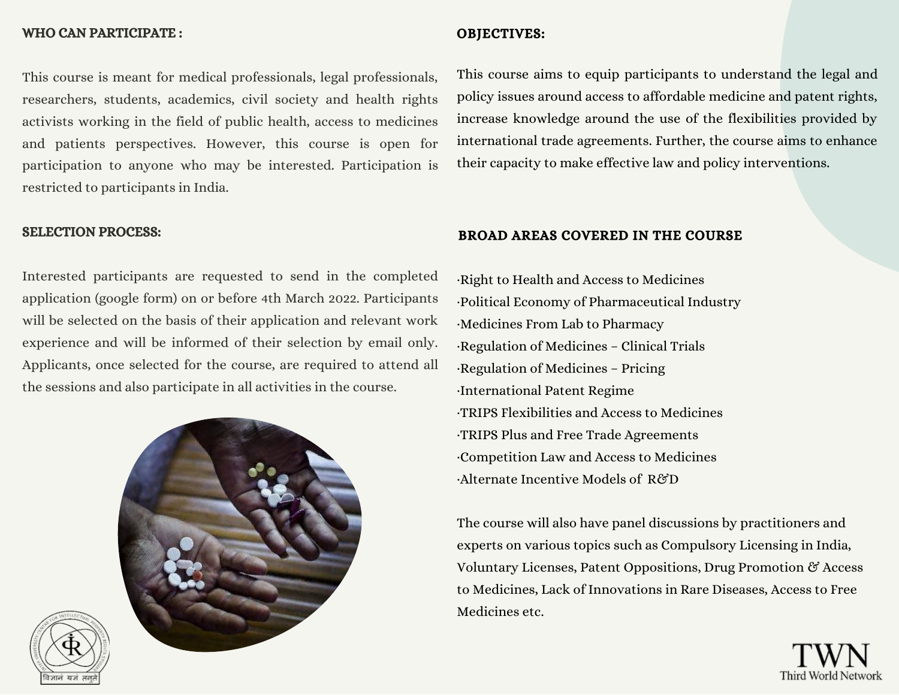## WHO CAN PARTICIPATE :

This course is meant for medical professionals, legal professionals, researchers, students, academics, civil society and health rights activists working in the field of public health, access to medicines and patients perspectives. However, this course is open for participation to anyone who may be interested. Participation is restricted to participants in India.

## SELECTION PROCESS:

Interested participants are requested to send in the completed application (google form) on or before 4th March 2022. Participants will be selected on the basis of their application and relevant work experience and will be informed of their selection by email only. Applicants, once selected for the course, are required to attend all the sessions and also participate in all activities in the course.

## OBJECTIVES:

This course aims to equip participants to understand the legal and policy issues around access to affordable medicine and patent rights, increase knowledge around the use of the flexibilities provided by international trade agreements. Further, the course aims to enhance their capacity to make effective law and policy interventions.

## BROAD AREAS COVERED IN THE COURSE

- Right to Health and Access to Medicines
- Political Economy of Pharmaceutical Industry
- Medicines From Lab to Pharmacy
- Regulation of Medicines – Clinical Trials
- Regulation of Medicines – Pricing
- International Patent Regime
- TRIPS Flexibilities and Access to Medicines
- TRIPS Plus and Free Trade Agreements
- Competition Law and Access to Medicines
- Alternate Incentive Models of R&D

The course will also have panel discussions by practitioners and experts on various topics such as Compulsory Licensing in India, Voluntary Licenses, Patent Oppositions, Drug Promotion & Access to Medicines, Lack of Innovations in Rare Diseases, Access to Free Medicines etc.

विज्ञानं यज्ञं तनुते

TWN
Third World Network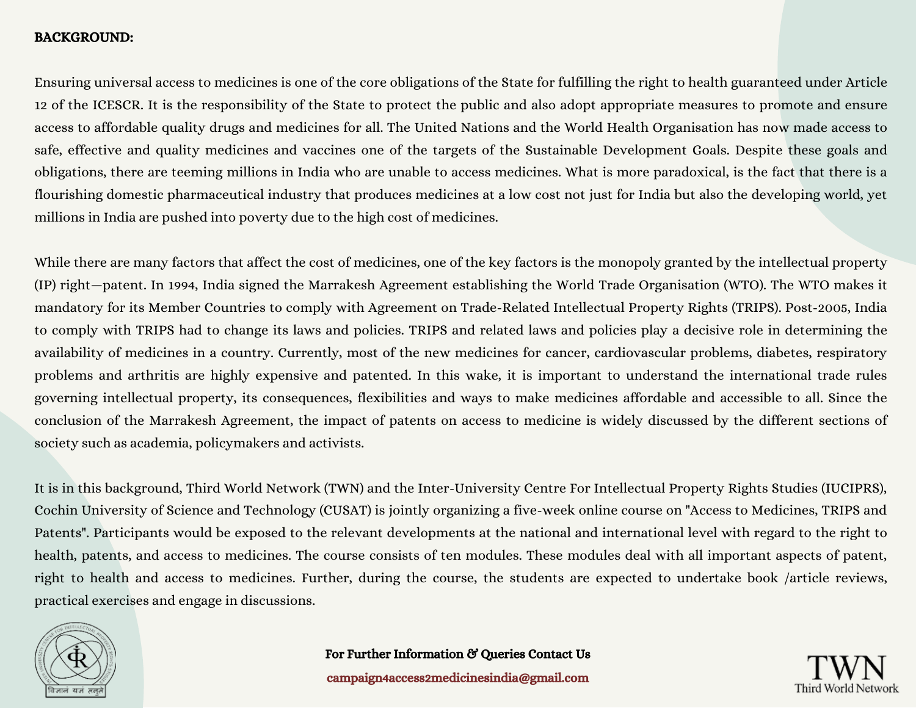**BACKGROUND:**

Ensuring universal access to medicines is one of the core obligations of the State for fulfilling the right to health guaranteed under Article 12 of the ICESCR. It is the responsibility of the State to protect the public and also adopt appropriate measures to promote and ensure access to affordable quality drugs and medicines for all. The United Nations and the World Health Organisation has now made access to safe, effective and quality medicines and vaccines one of the targets of the Sustainable Development Goals. Despite these goals and obligations, there are teeming millions in India who are unable to access medicines. What is more paradoxical, is the fact that there is a flourishing domestic pharmaceutical industry that produces medicines at a low cost not just for India but also the developing world, yet millions in India are pushed into poverty due to the high cost of medicines.

While there are many factors that affect the cost of medicines, one of the key factors is the monopoly granted by the intellectual property (IP) right—patent. In 1994, India signed the Marrakesh Agreement establishing the World Trade Organisation (WTO). The WTO makes it mandatory for its Member Countries to comply with Agreement on Trade-Related Intellectual Property Rights (TRIPS). Post-2005, India to comply with TRIPS had to change its laws and policies. TRIPS and related laws and policies play a decisive role in determining the availability of medicines in a country. Currently, most of the new medicines for cancer, cardiovascular problems, diabetes, respiratory problems and arthritis are highly expensive and patented. In this wake, it is important to understand the international trade rules governing intellectual property, its consequences, flexibilities and ways to make medicines affordable and accessible to all. Since the conclusion of the Marrakesh Agreement, the impact of patents on access to medicine is widely discussed by the different sections of society such as academia, policymakers and activists.

It is in this background, Third World Network (TWN) and the Inter-University Centre For Intellectual Property Rights Studies (IUCIPRS), Cochin University of Science and Technology (CUSAT) is jointly organizing a five-week online course on "Access to Medicines, TRIPS and Patents". Participants would be exposed to the relevant developments at the national and international level with regard to the right to health, patents, and access to medicines. The course consists of ten modules. These modules deal with all important aspects of patent, right to health and access to medicines. Further, during the course, the students are expected to undertake book /article reviews, practical exercises and engage in discussions.

**For Further Information & Queries Contact Us**

campaign4access2medicinesindia@gmail.com